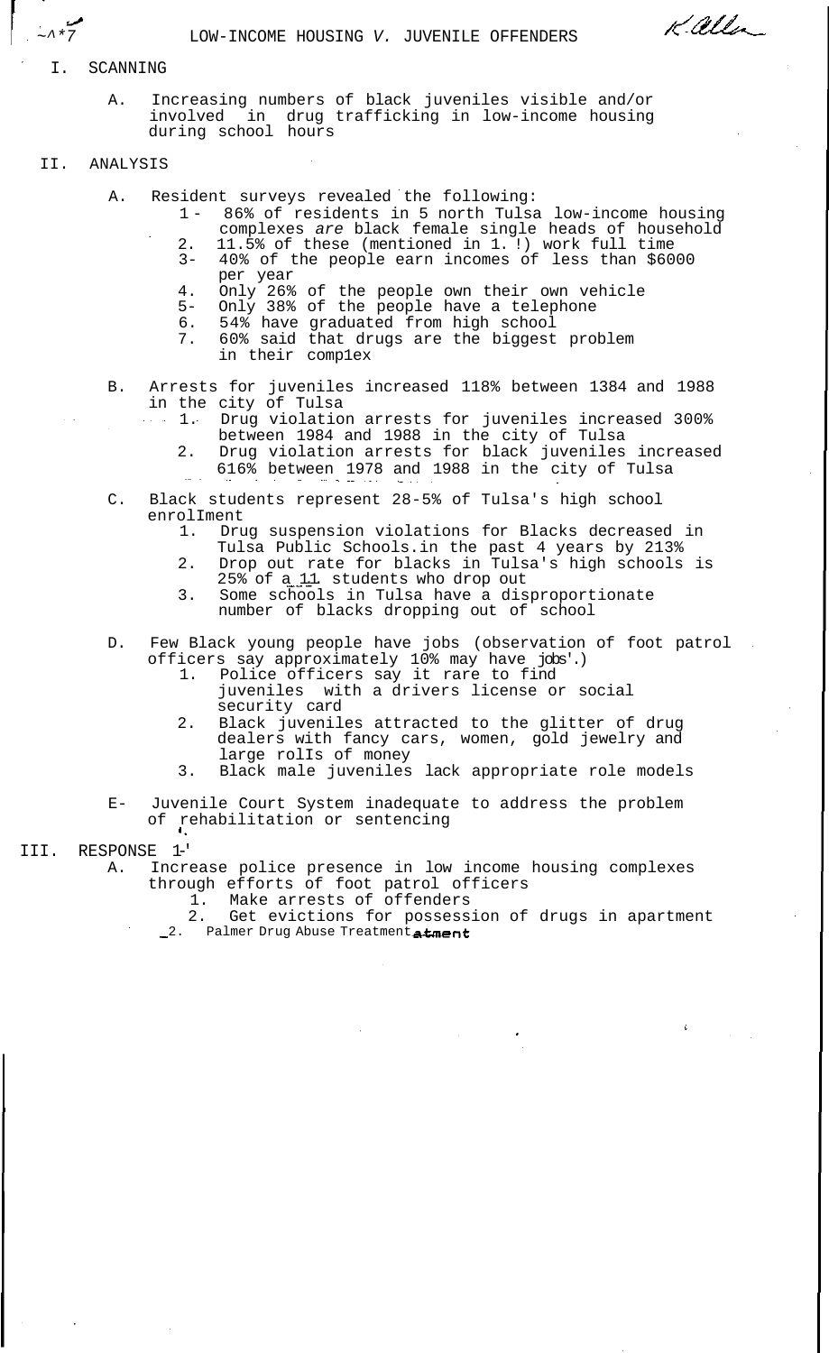# LOW-INCOME HOUSING *V.* JUVENILE OFFENDERS

K. Allen

## I. SCANNING

A. Increasing numbers of black juveniles visible and/or involved in drug trafficking in low-income housing during school hours

## II. ANALYSIS

A. Resident surveys revealed the following:

1. 86% of residents in 5 north Tulsa low-income housing complexes *are* black female single heads of household
2. 11.5% of these (mentioned in 1.!) work full time
3. 40% of the people earn incomes of less than $6000 per year
4. Only 26% of the people own their own vehicle
5. Only 38% of the people have a telephone
6. 54% have graduated from high school
7. 60% said that drugs are the biggest problem in their complex

B. Arrests for juveniles increased 118% between 1384 and 1988 in the city of Tulsa

1. Drug violation arrests for juveniles increased 300% between 1984 and 1988 in the city of Tulsa
2. Drug violation arrests for black juveniles increased 616% between 1978 and 1988 in the city of Tulsa

C. Black students represent 28-5% of Tulsa's high school enrolIment

1. Drug suspension violations for Blacks decreased in Tulsa Public Schools.in the past 4 years by 213%
2. Drop out rate for blacks in Tulsa's high schools is 25% of a 11 students who drop out
3. Some schools in Tulsa have a disproportionate number of blacks dropping out of school

D. Few Black young people have jobs (observation of foot patrol officers say approximately 10% may have jobs'.)

1. Police officers say it rare to find juveniles with a drivers license or social security card
2. Black juveniles attracted to the glitter of drug dealers with fancy cars, women, gold jewelry and large rolls of money
3. Black male juveniles lack appropriate role models

E- Juvenile Court System inadequate to address the problem of rehabilitation or sentencing

## III. RESPONSE 1-'

A. Increase police presence in low income housing complexes through efforts of foot patrol officers

1. Make arrests of offenders
2. Get evictions for possession of drugs in apartment

_2. Palmer Drug Abuse Treatment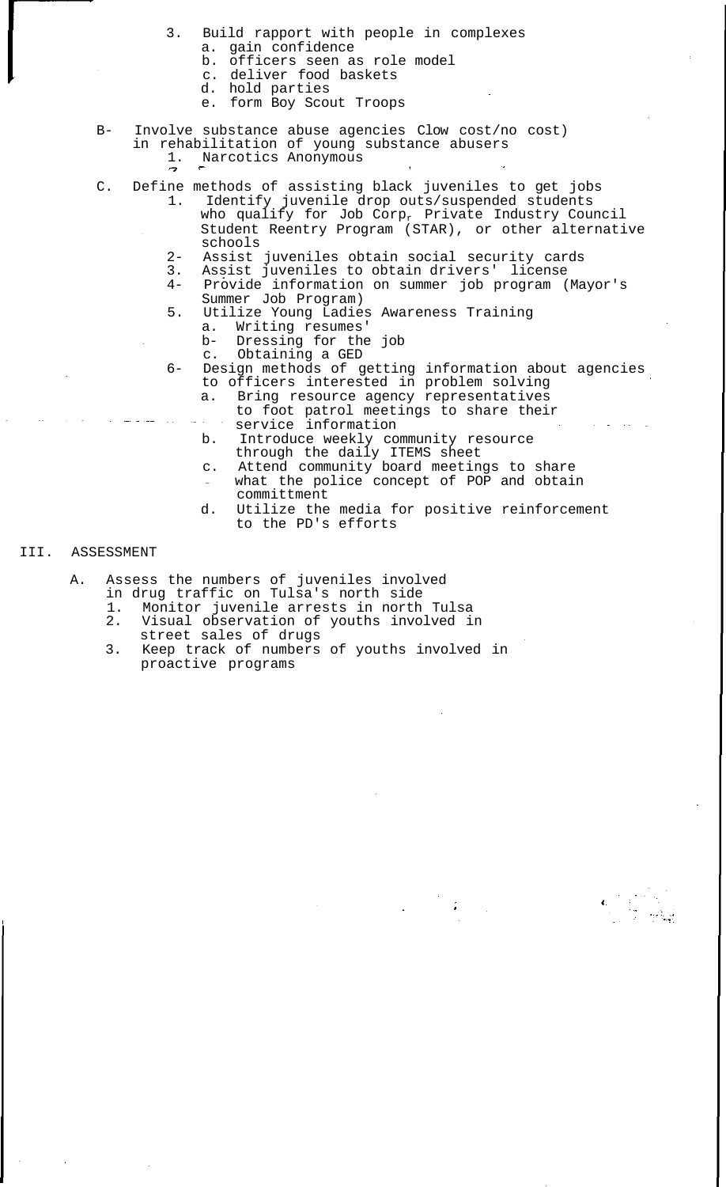3. Build rapport with people in complexes
   a. gain confidence
   b. officers seen as role model
   c. deliver food baskets
   d. hold parties
   e. form Boy Scout Troops

B- Involve substance abuse agencies Clow cost/no cost) in rehabilitation of young substance abusers
   1. Narcotics Anonymous

C. Define methods of assisting black juveniles to get jobs
   1. Identify juvenile drop outs/suspended students who qualify for Job Corp, Private Industry Council Student Reentry Program (STAR), or other alternative schools
   2- Assist juveniles obtain social security cards
   3. Assist juveniles to obtain drivers' license
   4- Provide information on summer job program (Mayor's Summer Job Program)
   5. Utilize Young Ladies Awareness Training
      a. Writing resumes'
      b- Dressing for the job
      c. Obtaining a GED
   6- Design methods of getting information about agencies to officers interested in problem solving
      a. Bring resource agency representatives to foot patrol meetings to share their service information
      b. Introduce weekly community resource through the daily ITEMS sheet
      c. Attend community board meetings to share what the police concept of POP and obtain committment
      d. Utilize the media for positive reinforcement to the PD's efforts

III. ASSESSMENT

A. Assess the numbers of juveniles involved in drug traffic on Tulsa's north side
   1. Monitor juvenile arrests in north Tulsa
   2. Visual observation of youths involved in street sales of drugs
   3. Keep track of numbers of youths involved in proactive programs